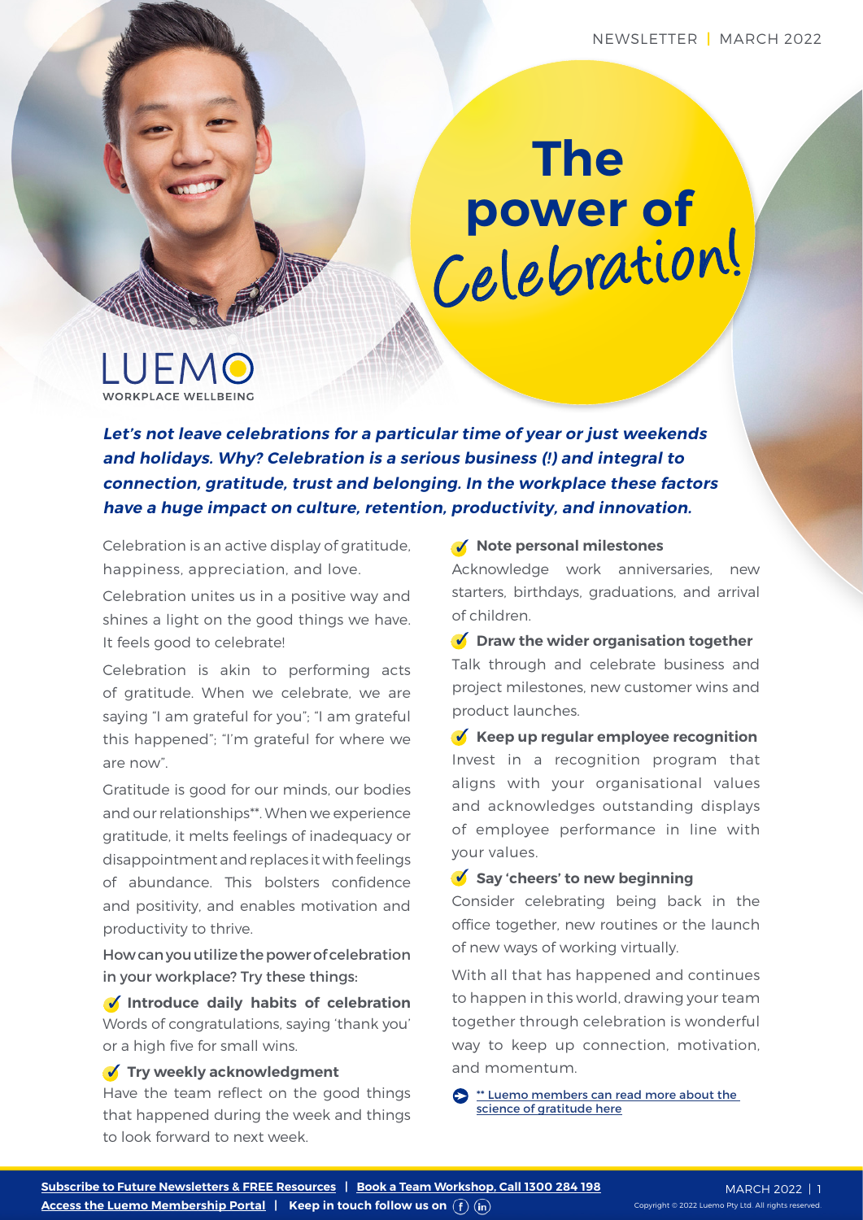NEWSLETTER | MARCH 2022

# The power of Celebration!

LUEMO
WORKPLACE WELLBEING

***Let's not leave celebrations for a particular time of year or just weekends and holidays. Why? Celebration is a serious business (!) and integral to connection, gratitude, trust and belonging. In the workplace these factors have a huge impact on culture, retention, productivity, and innovation.***

Celebration is an active display of gratitude, happiness, appreciation, and love.

Celebration unites us in a positive way and shines a light on the good things we have. It feels good to celebrate!

Celebration is akin to performing acts of gratitude. When we celebrate, we are saying "I am grateful for you"; "I am grateful this happened"; "I'm grateful for where we are now".

Gratitude is good for our minds, our bodies and our relationships**. When we experience gratitude, it melts feelings of inadequacy or disappointment and replaces it with feelings of abundance. This bolsters confidence and positivity, and enables motivation and productivity to thrive.

How can you utilize the power of celebration in your workplace? Try these things:

**✓ Introduce daily habits of celebration**
Words of congratulations, saying 'thank you' or a high five for small wins.

**✓ Try weekly acknowledgment**
Have the team reflect on the good things that happened during the week and things to look forward to next week.

**✓ Note personal milestones**
Acknowledge work anniversaries, new starters, birthdays, graduations, and arrival of children.

**✓ Draw the wider organisation together**
Talk through and celebrate business and project milestones, new customer wins and product launches.

**✓ Keep up regular employee recognition**
Invest in a recognition program that aligns with your organisational values and acknowledges outstanding displays of employee performance in line with your values.

**✓ Say 'cheers' to new beginning**
Consider celebrating being back in the office together, new routines or the launch of new ways of working virtually.

With all that has happened and continues to happen in this world, drawing your team together through celebration is wonderful way to keep up connection, motivation, and momentum.

** Luemo members can read more about the science of gratitude here

Subscribe to Future Newsletters & FREE Resources | Book a Team Workshop, Call 1300 284 198
Access the Luemo Membership Portal | Keep in touch follow us on

Copyright © 2022 Luemo Pty Ltd. All rights reserved.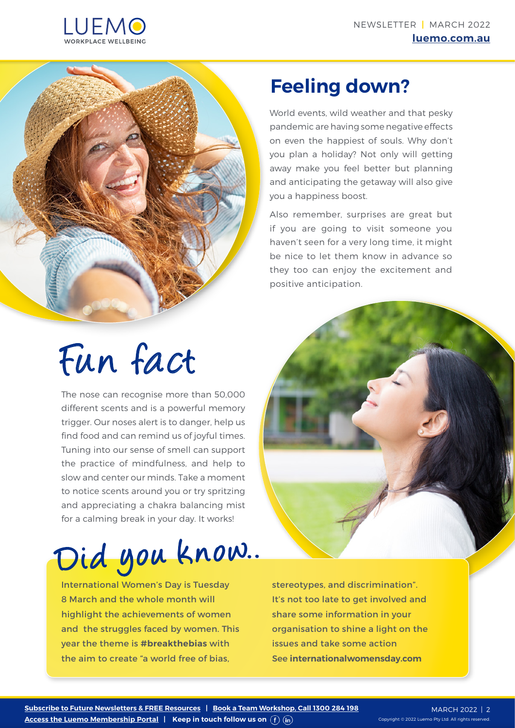## Feeling down?

World events, wild weather and that pesky pandemic are having some negative effects on even the happiest of souls. Why don't you plan a holiday? Not only will getting away make you feel better but planning and anticipating the getaway will also give you a happiness boost.

Also remember, surprises are great but if you are going to visit someone you haven't seen for a very long time, it might be nice to let them know in advance so they too can enjoy the excitement and positive anticipation.

## Fun fact

The nose can recognise more than 50,000 different scents and is a powerful memory trigger. Our noses alert is to danger, help us find food and can remind us of joyful times. Tuning into our sense of smell can support the practice of mindfulness, and help to slow and center our minds. Take a moment to notice scents around you or try spritzing and appreciating a chakra balancing mist for a calming break in your day. It works!

## Did you know..

International Women's Day is Tuesday 8 March and the whole month will highlight the achievements of women and the struggles faced by women. This year the theme is **#breakthebias** with the aim to create "a world free of bias, stereotypes, and discrimination". It's not too late to get involved and share some information in your organisation to shine a light on the issues and take some action

See **internationalwomensday.com**

**Subscribe to Future Newsletters & FREE Resources** | **Book a Team Workshop, Call 1300 284 198**
**Access the Luemo Membership Portal** | **Keep in touch follow us on**

Copyright © 2022 Luemo Pty Ltd. All rights reserved.